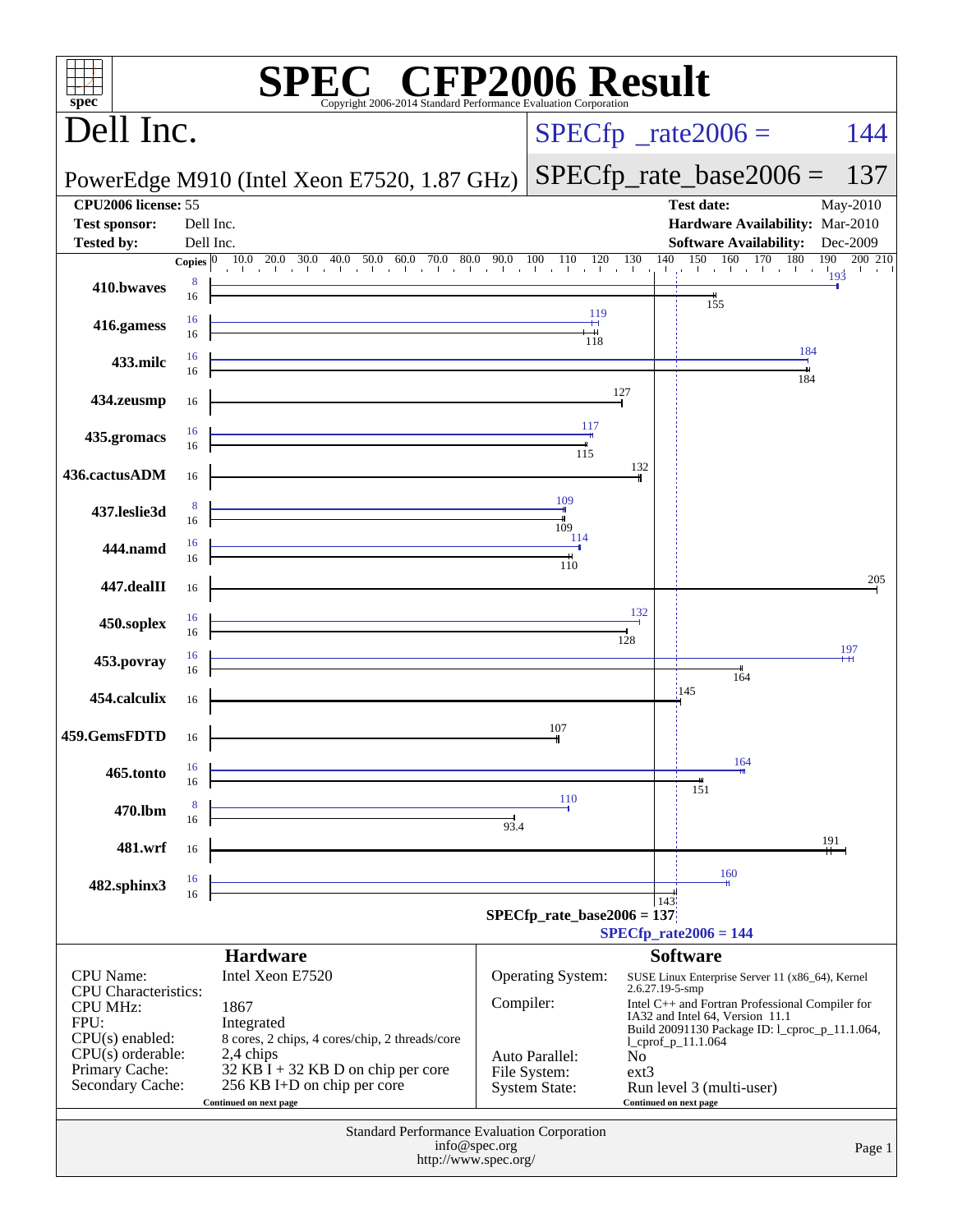# SPEC® CFP2006 Result

Copyright 2006-2014 Standard Performance Evaluation Corporation

## Dell Inc.

PowerEdge M910 (Intel Xeon E7520, 1.87 GHz)

SPECfp_rate2006 = 144

SPECfp_rate_base2006 = 137

| | | | |
|---|---|---|---|
| **CPU2006 license:** 55 | | **Test date:** | May-2010 |
| **Test sponsor:** | Dell Inc. | **Hardware Availability:** | Mar-2010 |
| **Tested by:** | Dell Inc. | **Software Availability:** | Dec-2009 |

| Benchmark | Copies (peak) | Copies (base) | Peak | Base |
|---|---|---|---|---|
| 410.bwaves | 8 | 16 | 193 | 155 |
| 416.gamess | 16 | 16 | 119 | 118 |
| 433.milc | 16 | 16 | 184 | 184 |
| 434.zeusmp | | 16 | | 127 |
| 435.gromacs | 16 | 16 | 117 | 115 |
| 436.cactusADM | | 16 | | 132 |
| 437.leslie3d | 8 | 16 | 109 | 109 |
| 444.namd | 16 | 16 | 114 | 110 |
| 447.dealII | | 16 | | 205 |
| 450.soplex | 16 | 16 | 132 | 128 |
| 453.povray | 16 | 16 | 197 | 164 |
| 454.calculix | | 16 | | 145 |
| 459.GemsFDTD | | 16 | | 107 |
| 465.tonto | 16 | 16 | 164 | 151 |
| 470.lbm | 8 | 16 | 110 | 93.4 |
| 481.wrf | | 16 | | 191 |
| 482.sphinx3 | 16 | 16 | 160 | 143 |

SPECfp_rate_base2006 = 137

SPECfp_rate2006 = 144

### Hardware

| | |
|---|---|
| CPU Name: | Intel Xeon E7520 |
| CPU Characteristics: | |
| CPU MHz: | 1867 |
| FPU: | Integrated |
| CPU(s) enabled: | 8 cores, 2 chips, 4 cores/chip, 2 threads/core |
| CPU(s) orderable: | 2,4 chips |
| Primary Cache: | 32 KB I + 32 KB D on chip per core |
| Secondary Cache: | 256 KB I+D on chip per core |

Continued on next page

### Software

| | |
|---|---|
| Operating System: | SUSE Linux Enterprise Server 11 (x86_64), Kernel 2.6.27.19-5-smp |
| Compiler: | Intel C++ and Fortran Professional Compiler for IA32 and Intel 64, Version 11.1 Build 20091130 Package ID: l_cproc_p_11.1.064, l_cprof_p_11.1.064 |
| Auto Parallel: | No |
| File System: | ext3 |
| System State: | Run level 3 (multi-user) |

Continued on next page

Standard Performance Evaluation Corporation
info@spec.org
http://www.spec.org/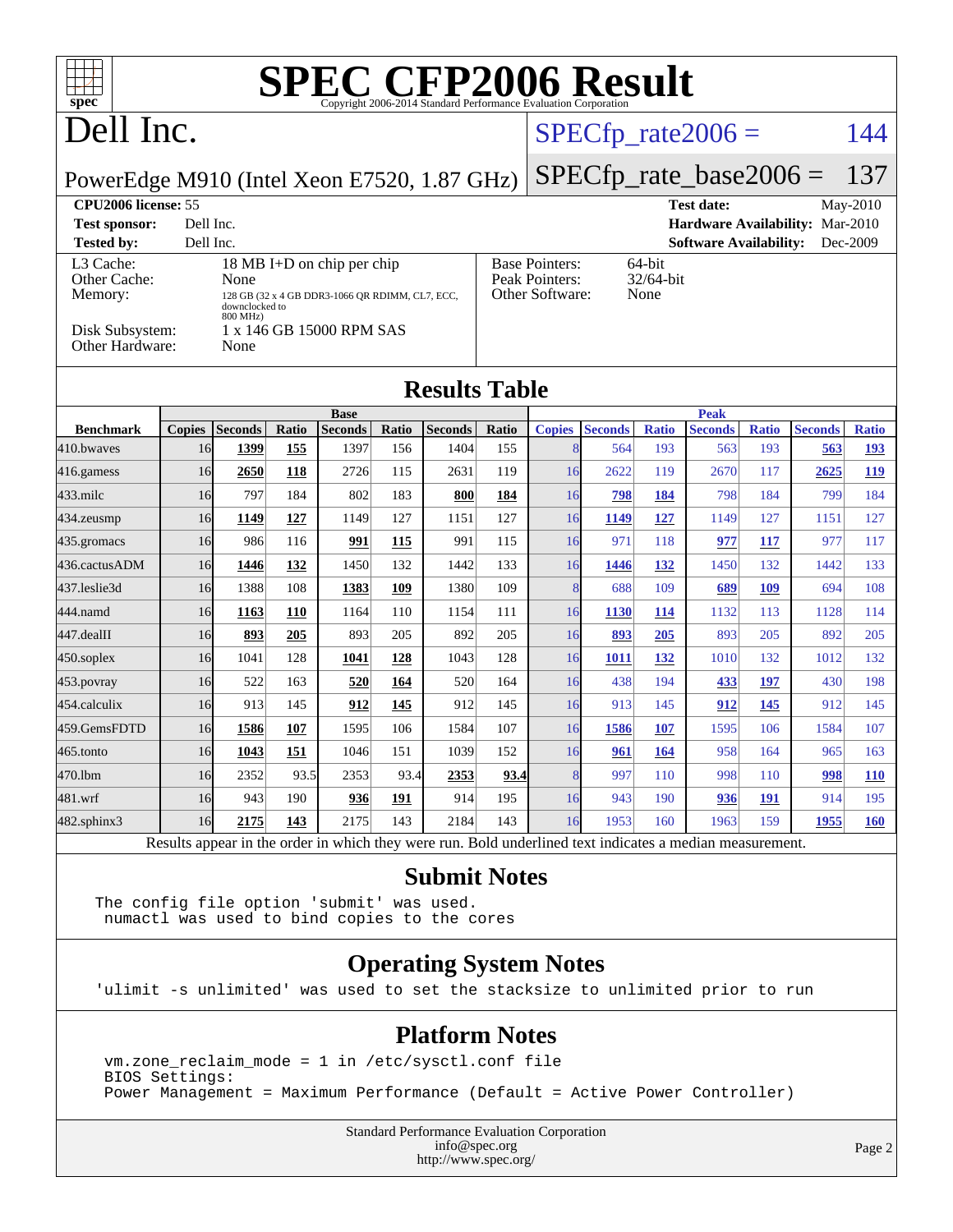# SPEC CFP2006 Result

Copyright 2006-2014 Standard Performance Evaluation Corporation

## Dell Inc.

PowerEdge M910 (Intel Xeon E7520, 1.87 GHz)

SPECfp_rate2006 = 144

SPECfp_rate_base2006 = 137

| | | | |
|---|---|---|---|
| **CPU2006 license:** | 55 | **Test date:** | May-2010 |
| **Test sponsor:** | Dell Inc. | **Hardware Availability:** | Mar-2010 |
| **Tested by:** | Dell Inc. | **Software Availability:** | Dec-2009 |

| | | | |
|---|---|---|---|
| L3 Cache: | 18 MB I+D on chip per chip | Base Pointers: | 64-bit |
| Other Cache: | None | Peak Pointers: | 32/64-bit |
| Memory: | 128 GB (32 x 4 GB DDR3-1066 QR RDIMM, CL7, ECC, downclocked to 800 MHz) | Other Software: | None |
| Disk Subsystem: | 1 x 146 GB 15000 RPM SAS | | |
| Other Hardware: | None | | |

## Results Table

| | Base | | | | | | | Peak | | | | | | |
|---|---|---|---|---|---|---|---|---|---|---|---|---|---|---|
| **Benchmark** | **Copies** | **Seconds** | **Ratio** | **Seconds** | **Ratio** | **Seconds** | **Ratio** | **Copies** | **Seconds** | **Ratio** | **Seconds** | **Ratio** | **Seconds** | **Ratio** |
| 410.bwaves | 16 | **1399** | **155** | 1397 | 156 | 1404 | 155 | 8 | 564 | 193 | 563 | 193 | **563** | **193** |
| 416.gamess | 16 | **2650** | **118** | 2726 | 115 | 2631 | 119 | 16 | 2622 | 119 | 2670 | 117 | **2625** | **119** |
| 433.milc | 16 | 797 | 184 | 802 | 183 | **800** | **184** | 16 | **798** | **184** | 798 | 184 | 799 | 184 |
| 434.zeusmp | 16 | **1149** | **127** | 1149 | 127 | 1151 | 127 | 16 | **1149** | **127** | 1149 | 127 | 1151 | 127 |
| 435.gromacs | 16 | 986 | 116 | **991** | **115** | 991 | 115 | 16 | 971 | 118 | **977** | **117** | 977 | 117 |
| 436.cactusADM | 16 | **1446** | **132** | 1450 | 132 | 1442 | 133 | 16 | **1446** | **132** | 1450 | 132 | 1442 | 133 |
| 437.leslie3d | 16 | 1388 | 108 | **1383** | **109** | 1380 | 109 | 8 | 688 | 109 | **689** | **109** | 694 | 108 |
| 444.namd | 16 | **1163** | **110** | 1164 | 110 | 1154 | 111 | 16 | **1130** | **114** | 1132 | 113 | 1128 | 114 |
| 447.dealII | 16 | **893** | **205** | 893 | 205 | 892 | 205 | 16 | **893** | **205** | 893 | 205 | 892 | 205 |
| 450.soplex | 16 | 1041 | 128 | **1041** | **128** | 1043 | 128 | 16 | **1011** | **132** | 1010 | 132 | 1012 | 132 |
| 453.povray | 16 | 522 | 163 | **520** | **164** | 520 | 164 | 16 | 438 | 194 | **433** | **197** | 430 | 198 |
| 454.calculix | 16 | 913 | 145 | **912** | **145** | 912 | 145 | 16 | 913 | 145 | **912** | **145** | 912 | 145 |
| 459.GemsFDTD | 16 | **1586** | **107** | 1595 | 106 | 1584 | 107 | 16 | **1586** | **107** | 1595 | 106 | 1584 | 107 |
| 465.tonto | 16 | **1043** | **151** | 1046 | 151 | 1039 | 152 | 16 | **961** | **164** | 958 | 164 | 965 | 163 |
| 470.lbm | 16 | 2352 | 93.5 | 2353 | 93.4 | **2353** | **93.4** | 8 | 997 | 110 | 998 | 110 | **998** | **110** |
| 481.wrf | 16 | 943 | 190 | **936** | **191** | 914 | 195 | 16 | 943 | 190 | **936** | **191** | 914 | 195 |
| 482.sphinx3 | 16 | **2175** | **143** | 2175 | 143 | 2184 | 143 | 16 | 1953 | 160 | 1963 | 159 | **1955** | **160** |

Results appear in the order in which they were run. Bold underlined text indicates a median measurement.

## Submit Notes

```
The config file option 'submit' was used.
 numactl was used to bind copies to the cores
```

## Operating System Notes

```
'ulimit -s unlimited' was used to set the stacksize to unlimited prior to run
```

## Platform Notes

```
vm.zone_reclaim_mode = 1 in /etc/sysctl.conf file
BIOS Settings:
Power Management = Maximum Performance (Default = Active Power Controller)
```

Standard Performance Evaluation Corporation
info@spec.org
http://www.spec.org/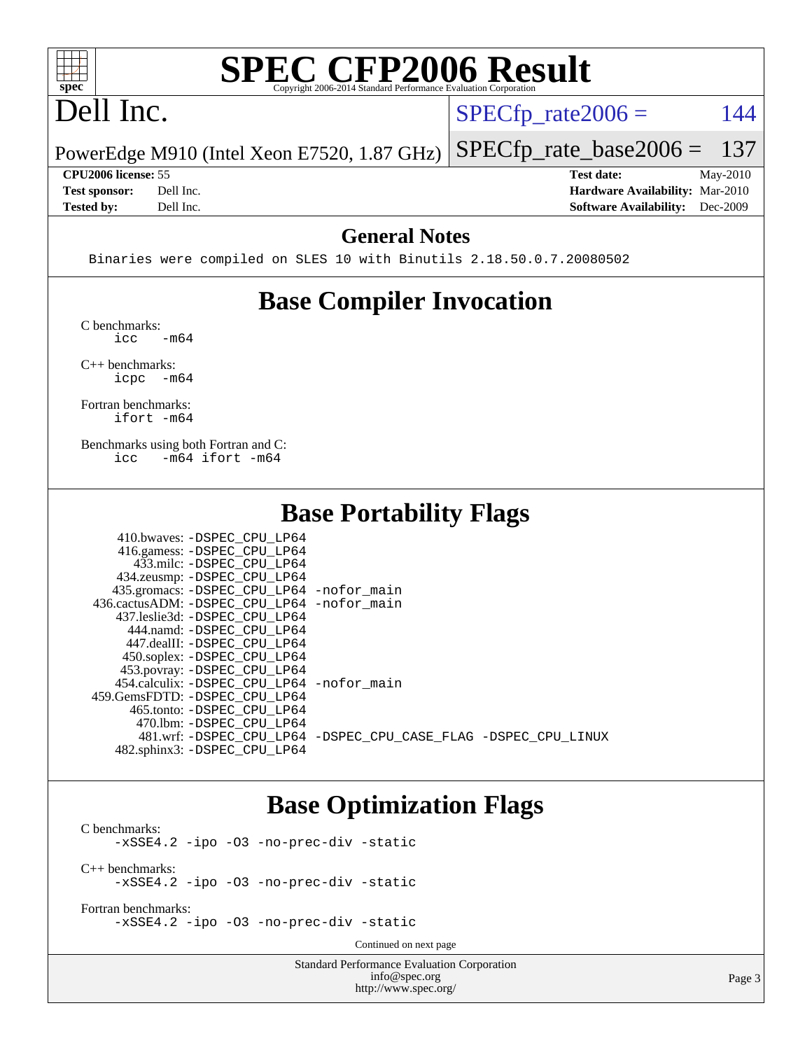# SPEC CFP2006 Result

Copyright 2006-2014 Standard Performance Evaluation Corporation

## Dell Inc.

PowerEdge M910 (Intel Xeon E7520, 1.87 GHz)

SPECfp_rate2006 = 144

SPECfp_rate_base2006 = 137

| | | | |
|---|---|---|---|
| **CPU2006 license:** 55 | | **Test date:** | May-2010 |
| **Test sponsor:** | Dell Inc. | **Hardware Availability:** | Mar-2010 |
| **Tested by:** | Dell Inc. | **Software Availability:** | Dec-2009 |

## General Notes

```
Binaries were compiled on SLES 10 with Binutils 2.18.50.0.7.20080502
```

## Base Compiler Invocation

C benchmarks:
```
icc   -m64
```

C++ benchmarks:
```
icpc  -m64
```

Fortran benchmarks:
```
ifort -m64
```

Benchmarks using both Fortran and C:
```
icc   -m64 ifort -m64
```

## Base Portability Flags

```
   410.bwaves: -DSPEC_CPU_LP64
   416.gamess: -DSPEC_CPU_LP64
     433.milc: -DSPEC_CPU_LP64
  434.zeusmp: -DSPEC_CPU_LP64
 435.gromacs: -DSPEC_CPU_LP64 -nofor_main
436.cactusADM: -DSPEC_CPU_LP64 -nofor_main
 437.leslie3d: -DSPEC_CPU_LP64
    444.namd: -DSPEC_CPU_LP64
   447.dealII: -DSPEC_CPU_LP64
   450.soplex: -DSPEC_CPU_LP64
   453.povray: -DSPEC_CPU_LP64
 454.calculix: -DSPEC_CPU_LP64 -nofor_main
459.GemsFDTD: -DSPEC_CPU_LP64
    465.tonto: -DSPEC_CPU_LP64
      470.lbm: -DSPEC_CPU_LP64
      481.wrf: -DSPEC_CPU_LP64 -DSPEC_CPU_CASE_FLAG -DSPEC_CPU_LINUX
  482.sphinx3: -DSPEC_CPU_LP64
```

## Base Optimization Flags

C benchmarks:
```
-xSSE4.2 -ipo -O3 -no-prec-div -static
```

C++ benchmarks:
```
-xSSE4.2 -ipo -O3 -no-prec-div -static
```

Fortran benchmarks:
```
-xSSE4.2 -ipo -O3 -no-prec-div -static
```

Continued on next page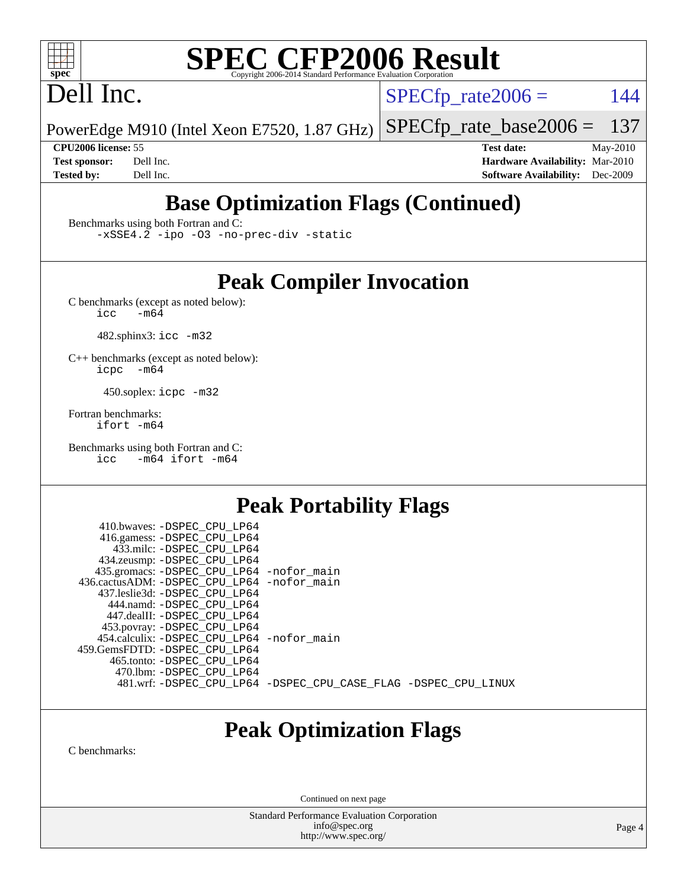## Base Optimization Flags (Continued)

Benchmarks using both Fortran and C:
```
-xSSE4.2 -ipo -O3 -no-prec-div -static
```

## Peak Compiler Invocation

C benchmarks (except as noted below):
```
icc   -m64
```

482.sphinx3: `icc -m32`

C++ benchmarks (except as noted below):
```
icpc  -m64
```

450.soplex: `icpc -m32`

Fortran benchmarks:
```
ifort -m64
```

Benchmarks using both Fortran and C:
```
icc   -m64 ifort -m64
```

## Peak Portability Flags

```
      410.bwaves: -DSPEC_CPU_LP64
      416.gamess: -DSPEC_CPU_LP64
        433.milc: -DSPEC_CPU_LP64
      434.zeusmp: -DSPEC_CPU_LP64
     435.gromacs: -DSPEC_CPU_LP64 -nofor_main
  436.cactusADM: -DSPEC_CPU_LP64 -nofor_main
    437.leslie3d: -DSPEC_CPU_LP64
        444.namd: -DSPEC_CPU_LP64
      447.dealII: -DSPEC_CPU_LP64
      453.povray: -DSPEC_CPU_LP64
    454.calculix: -DSPEC_CPU_LP64 -nofor_main
  459.GemsFDTD: -DSPEC_CPU_LP64
       465.tonto: -DSPEC_CPU_LP64
         470.lbm: -DSPEC_CPU_LP64
         481.wrf: -DSPEC_CPU_LP64 -DSPEC_CPU_CASE_FLAG -DSPEC_CPU_LINUX
```

## Peak Optimization Flags

C benchmarks:

Continued on next page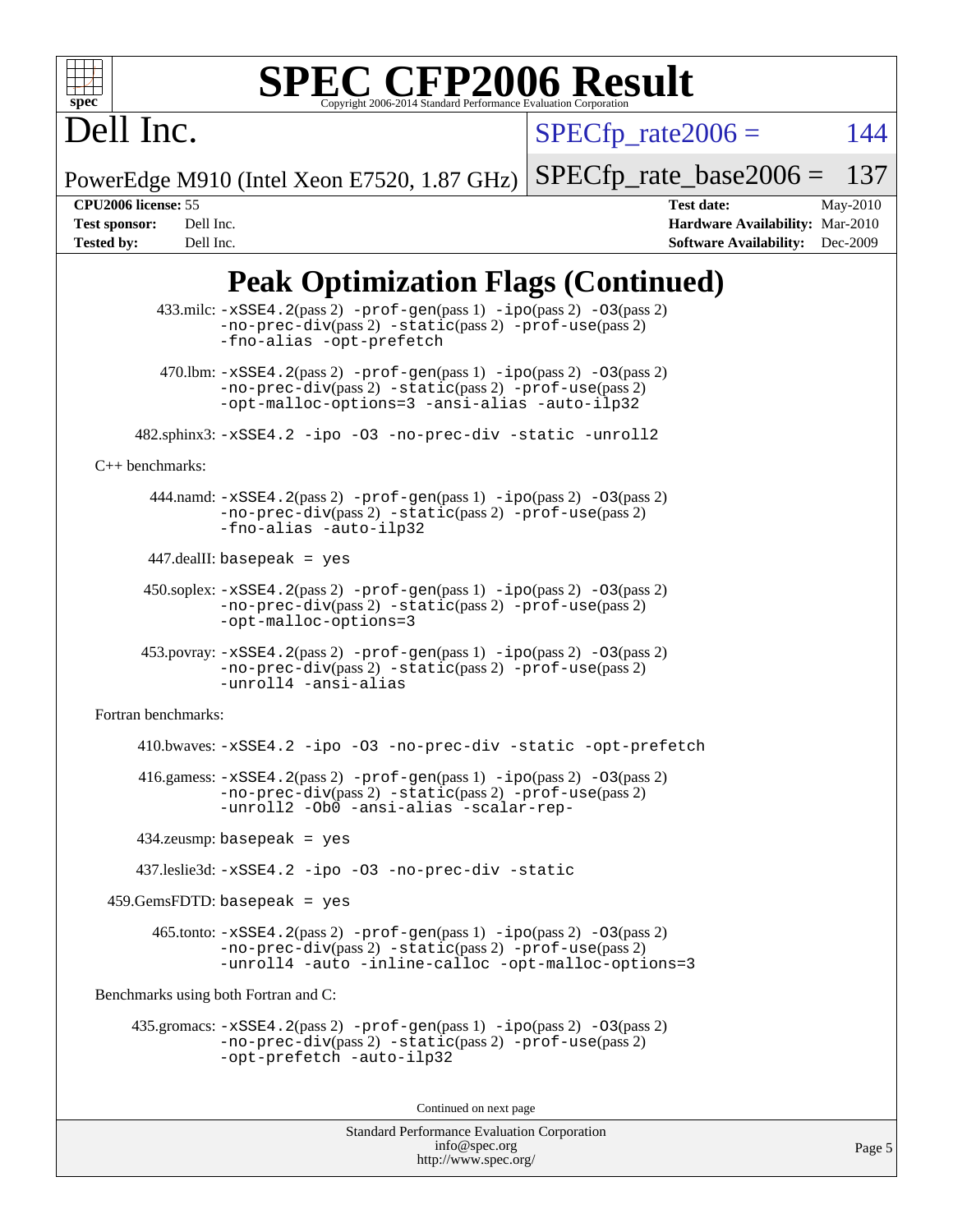# Peak Optimization Flags (Continued)

433.milc: `-xSSE4.2`(pass 2) `-prof-gen`(pass 1) `-ipo`(pass 2) `-O3`(pass 2) `-no-prec-div`(pass 2) `-static`(pass 2) `-prof-use`(pass 2) `-fno-alias` `-opt-prefetch`

470.lbm: `-xSSE4.2`(pass 2) `-prof-gen`(pass 1) `-ipo`(pass 2) `-O3`(pass 2) `-no-prec-div`(pass 2) `-static`(pass 2) `-prof-use`(pass 2) `-opt-malloc-options=3` `-ansi-alias` `-auto-ilp32`

482.sphinx3: `-xSSE4.2` `-ipo` `-O3` `-no-prec-div` `-static` `-unroll2`

C++ benchmarks:

444.namd: `-xSSE4.2`(pass 2) `-prof-gen`(pass 1) `-ipo`(pass 2) `-O3`(pass 2) `-no-prec-div`(pass 2) `-static`(pass 2) `-prof-use`(pass 2) `-fno-alias` `-auto-ilp32`

447.dealII: `basepeak = yes`

450.soplex: `-xSSE4.2`(pass 2) `-prof-gen`(pass 1) `-ipo`(pass 2) `-O3`(pass 2) `-no-prec-div`(pass 2) `-static`(pass 2) `-prof-use`(pass 2) `-opt-malloc-options=3`

453.povray: `-xSSE4.2`(pass 2) `-prof-gen`(pass 1) `-ipo`(pass 2) `-O3`(pass 2) `-no-prec-div`(pass 2) `-static`(pass 2) `-prof-use`(pass 2) `-unroll4` `-ansi-alias`

Fortran benchmarks:

410.bwaves: `-xSSE4.2` `-ipo` `-O3` `-no-prec-div` `-static` `-opt-prefetch`

416.gamess: `-xSSE4.2`(pass 2) `-prof-gen`(pass 1) `-ipo`(pass 2) `-O3`(pass 2) `-no-prec-div`(pass 2) `-static`(pass 2) `-prof-use`(pass 2) `-unroll2` `-Ob0` `-ansi-alias` `-scalar-rep-`

434.zeusmp: `basepeak = yes`

437.leslie3d: `-xSSE4.2` `-ipo` `-O3` `-no-prec-div` `-static`

459.GemsFDTD: `basepeak = yes`

465.tonto: `-xSSE4.2`(pass 2) `-prof-gen`(pass 1) `-ipo`(pass 2) `-O3`(pass 2) `-no-prec-div`(pass 2) `-static`(pass 2) `-prof-use`(pass 2) `-unroll4` `-auto` `-inline-calloc` `-opt-malloc-options=3`

Benchmarks using both Fortran and C:

435.gromacs: `-xSSE4.2`(pass 2) `-prof-gen`(pass 1) `-ipo`(pass 2) `-O3`(pass 2) `-no-prec-div`(pass 2) `-static`(pass 2) `-prof-use`(pass 2) `-opt-prefetch` `-auto-ilp32`

Continued on next page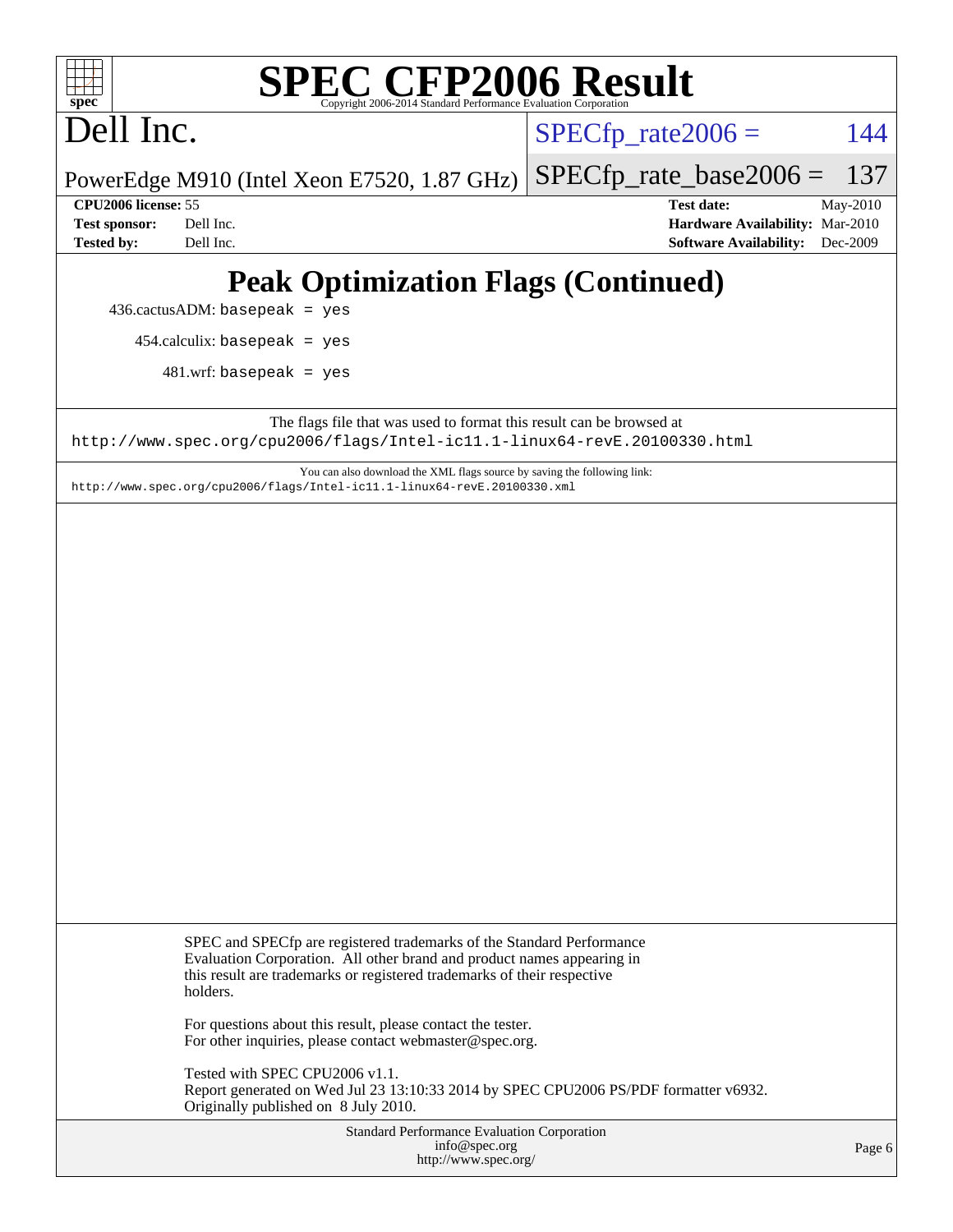# Peak Optimization Flags (Continued)

436.cactusADM: basepeak = yes

454.calculix: basepeak = yes

481.wrf: basepeak = yes

The flags file that was used to format this result can be browsed at
http://www.spec.org/cpu2006/flags/Intel-ic11.1-linux64-revE.20100330.html

You can also download the XML flags source by saving the following link:
http://www.spec.org/cpu2006/flags/Intel-ic11.1-linux64-revE.20100330.xml

SPEC and SPECfp are registered trademarks of the Standard Performance Evaluation Corporation. All other brand and product names appearing in this result are trademarks or registered trademarks of their respective holders.

For questions about this result, please contact the tester.
For other inquiries, please contact webmaster@spec.org.

Tested with SPEC CPU2006 v1.1.
Report generated on Wed Jul 23 13:10:33 2014 by SPEC CPU2006 PS/PDF formatter v6932.
Originally published on 8 July 2010.